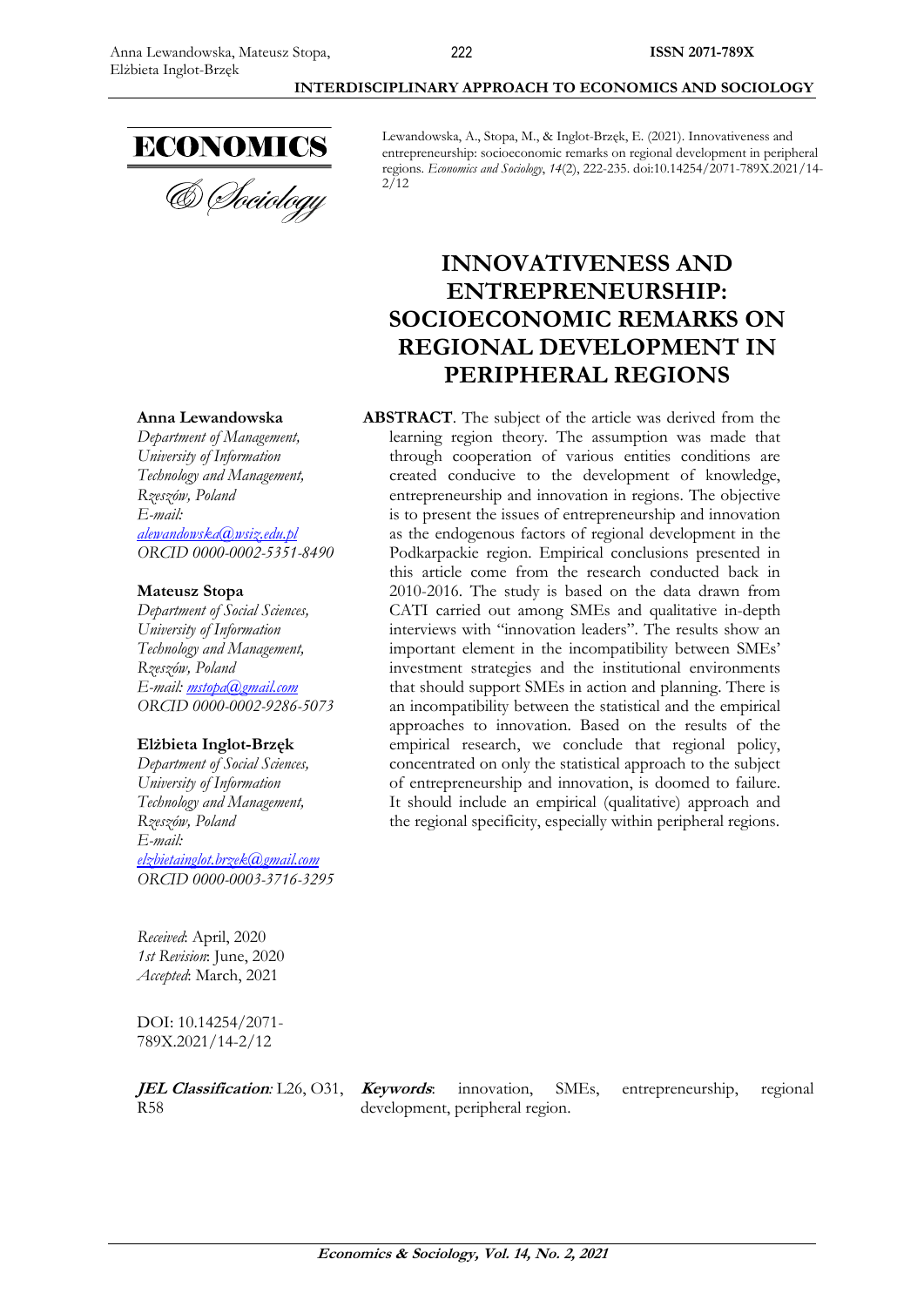Lewandowska, A., Stopa, M., & Inglot-Brzęk, E. (2021). Innovativeness and entrepreneurship: socioeconomic remarks on regional development in peripheral regions. *Economics and Sociology*, *14*(2), 222-235. doi:10.14254/2071-789X.2021/14-2/12

# INNOVATIVENESS AND ENTREPRENEURSHIP: SOCIOECONOMIC REMARKS ON REGIONAL DEVELOPMENT IN PERIPHERAL REGIONS

**Anna Lewandowska**
*Department of Management, University of Information Technology and Management, Rzeszów, Poland*
*E-mail: alewandowska@wsiz.edu.pl*
*ORCID 0000-0002-5351-8490*

**Mateusz Stopa**
*Department of Social Sciences, University of Information Technology and Management, Rzeszów, Poland*
*E-mail: mstopa@gmail.com*
*ORCID 0000-0002-9286-5073*

**Elżbieta Inglot-Brzęk**
*Department of Social Sciences, University of Information Technology and Management, Rzeszów, Poland*
*E-mail: elzbietainglot.brzek@gmail.com*
*ORCID 0000-0003-3716-3295*

*Received*: April, 2020
*1st Revision*: June, 2020
*Accepted*: March, 2021

DOI: 10.14254/2071-789X.2021/14-2/12

**ABSTRACT**. The subject of the article was derived from the learning region theory. The assumption was made that through cooperation of various entities conditions are created conducive to the development of knowledge, entrepreneurship and innovation in regions. The objective is to present the issues of entrepreneurship and innovation as the endogenous factors of regional development in the Podkarpackie region. Empirical conclusions presented in this article come from the research conducted back in 2010-2016. The study is based on the data drawn from CATI carried out among SMEs and qualitative in-depth interviews with "innovation leaders". The results show an important element in the incompatibility between SMEs' investment strategies and the institutional environments that should support SMEs in action and planning. There is an incompatibility between the statistical and the empirical approaches to innovation. Based on the results of the empirical research, we conclude that regional policy, concentrated on only the statistical approach to the subject of entrepreneurship and innovation, is doomed to failure. It should include an empirical (qualitative) approach and the regional specificity, especially within peripheral regions.

***JEL Classification**:* L26, O31, R58

***Keywords***: innovation, SMEs, entrepreneurship, regional development, peripheral region.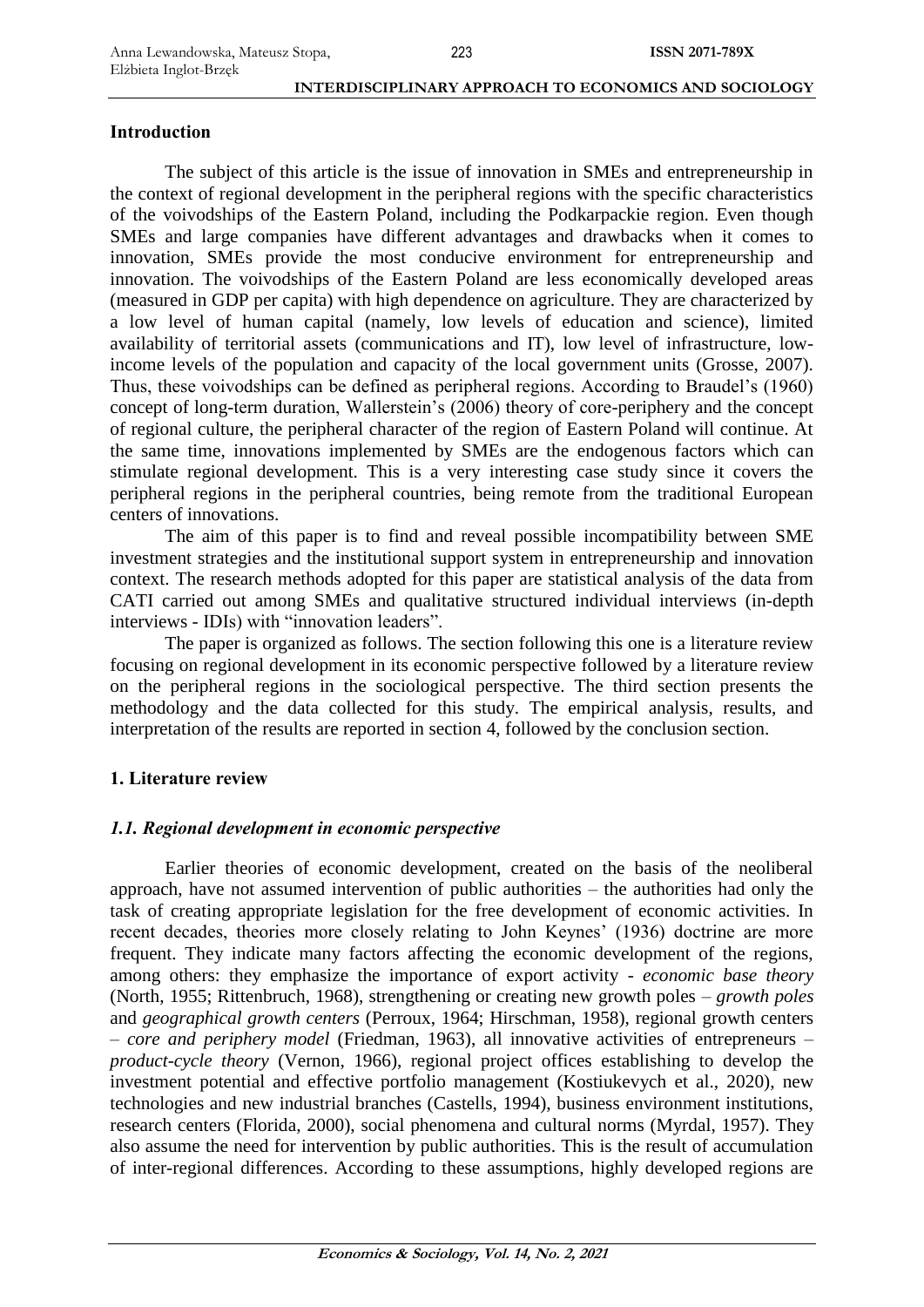## Introduction

The subject of this article is the issue of innovation in SMEs and entrepreneurship in the context of regional development in the peripheral regions with the specific characteristics of the voivodships of the Eastern Poland, including the Podkarpackie region. Even though SMEs and large companies have different advantages and drawbacks when it comes to innovation, SMEs provide the most conducive environment for entrepreneurship and innovation. The voivodships of the Eastern Poland are less economically developed areas (measured in GDP per capita) with high dependence on agriculture. They are characterized by a low level of human capital (namely, low levels of education and science), limited availability of territorial assets (communications and IT), low level of infrastructure, low-income levels of the population and capacity of the local government units (Grosse, 2007). Thus, these voivodships can be defined as peripheral regions. According to Braudel's (1960) concept of long-term duration, Wallerstein's (2006) theory of core-periphery and the concept of regional culture, the peripheral character of the region of Eastern Poland will continue. At the same time, innovations implemented by SMEs are the endogenous factors which can stimulate regional development. This is a very interesting case study since it covers the peripheral regions in the peripheral countries, being remote from the traditional European centers of innovations.

The aim of this paper is to find and reveal possible incompatibility between SME investment strategies and the institutional support system in entrepreneurship and innovation context. The research methods adopted for this paper are statistical analysis of the data from CATI carried out among SMEs and qualitative structured individual interviews (in-depth interviews - IDIs) with "innovation leaders".

The paper is organized as follows. The section following this one is a literature review focusing on regional development in its economic perspective followed by a literature review on the peripheral regions in the sociological perspective. The third section presents the methodology and the data collected for this study. The empirical analysis, results, and interpretation of the results are reported in section 4, followed by the conclusion section.

## 1. Literature review

### *1.1. Regional development in economic perspective*

Earlier theories of economic development, created on the basis of the neoliberal approach, have not assumed intervention of public authorities – the authorities had only the task of creating appropriate legislation for the free development of economic activities. In recent decades, theories more closely relating to John Keynes' (1936) doctrine are more frequent. They indicate many factors affecting the economic development of the regions, among others: they emphasize the importance of export activity - *economic base theory* (North, 1955; Rittenbruch, 1968), strengthening or creating new growth poles – *growth poles* and *geographical growth centers* (Perroux, 1964; Hirschman, 1958), regional growth centers – *core and periphery model* (Friedman, 1963), all innovative activities of entrepreneurs – *product-cycle theory* (Vernon, 1966), regional project offices establishing to develop the investment potential and effective portfolio management (Kostiukevych et al., 2020), new technologies and new industrial branches (Castells, 1994), business environment institutions, research centers (Florida, 2000), social phenomena and cultural norms (Myrdal, 1957). They also assume the need for intervention by public authorities. This is the result of accumulation of inter-regional differences. According to these assumptions, highly developed regions are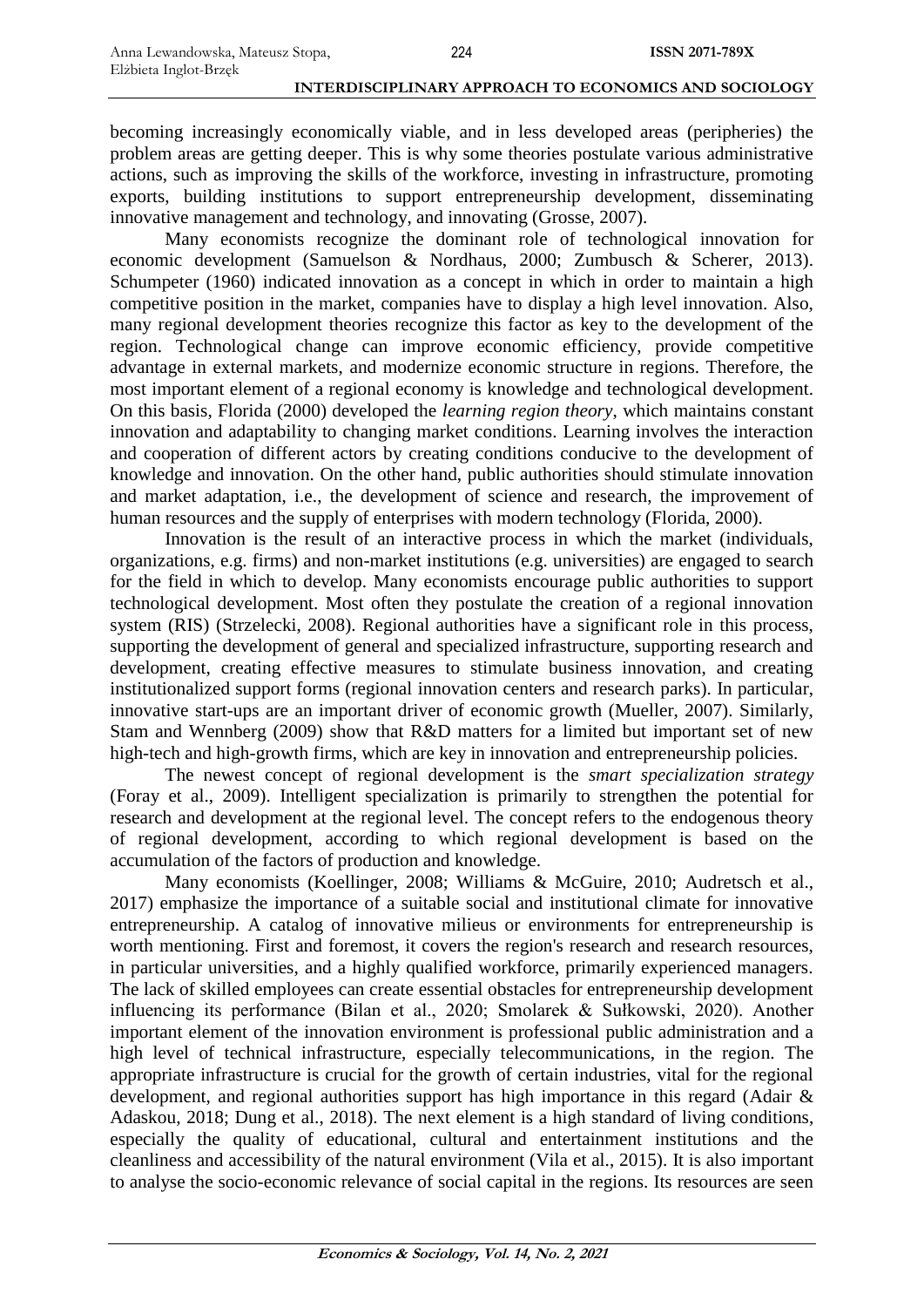becoming increasingly economically viable, and in less developed areas (peripheries) the problem areas are getting deeper. This is why some theories postulate various administrative actions, such as improving the skills of the workforce, investing in infrastructure, promoting exports, building institutions to support entrepreneurship development, disseminating innovative management and technology, and innovating (Grosse, 2007).

Many economists recognize the dominant role of technological innovation for economic development (Samuelson & Nordhaus, 2000; Zumbusch & Scherer, 2013). Schumpeter (1960) indicated innovation as a concept in which in order to maintain a high competitive position in the market, companies have to display a high level innovation. Also, many regional development theories recognize this factor as key to the development of the region. Technological change can improve economic efficiency, provide competitive advantage in external markets, and modernize economic structure in regions. Therefore, the most important element of a regional economy is knowledge and technological development. On this basis, Florida (2000) developed the *learning region theory*, which maintains constant innovation and adaptability to changing market conditions. Learning involves the interaction and cooperation of different actors by creating conditions conducive to the development of knowledge and innovation. On the other hand, public authorities should stimulate innovation and market adaptation, i.e., the development of science and research, the improvement of human resources and the supply of enterprises with modern technology (Florida, 2000).

Innovation is the result of an interactive process in which the market (individuals, organizations, e.g. firms) and non-market institutions (e.g. universities) are engaged to search for the field in which to develop. Many economists encourage public authorities to support technological development. Most often they postulate the creation of a regional innovation system (RIS) (Strzelecki, 2008). Regional authorities have a significant role in this process, supporting the development of general and specialized infrastructure, supporting research and development, creating effective measures to stimulate business innovation, and creating institutionalized support forms (regional innovation centers and research parks). In particular, innovative start-ups are an important driver of economic growth (Mueller, 2007). Similarly, Stam and Wennberg (2009) show that R&D matters for a limited but important set of new high-tech and high-growth firms, which are key in innovation and entrepreneurship policies.

The newest concept of regional development is the *smart specialization strategy* (Foray et al., 2009). Intelligent specialization is primarily to strengthen the potential for research and development at the regional level. The concept refers to the endogenous theory of regional development, according to which regional development is based on the accumulation of the factors of production and knowledge.

Many economists (Koellinger, 2008; Williams & McGuire, 2010; Audretsch et al., 2017) emphasize the importance of a suitable social and institutional climate for innovative entrepreneurship. A catalog of innovative milieus or environments for entrepreneurship is worth mentioning. First and foremost, it covers the region's research and research resources, in particular universities, and a highly qualified workforce, primarily experienced managers. The lack of skilled employees can create essential obstacles for entrepreneurship development influencing its performance (Bilan et al., 2020; Smolarek & Sułkowski, 2020). Another important element of the innovation environment is professional public administration and a high level of technical infrastructure, especially telecommunications, in the region. The appropriate infrastructure is crucial for the growth of certain industries, vital for the regional development, and regional authorities support has high importance in this regard (Adair & Adaskou, 2018; Dung et al., 2018). The next element is a high standard of living conditions, especially the quality of educational, cultural and entertainment institutions and the cleanliness and accessibility of the natural environment (Vila et al., 2015). It is also important to analyse the socio-economic relevance of social capital in the regions. Its resources are seen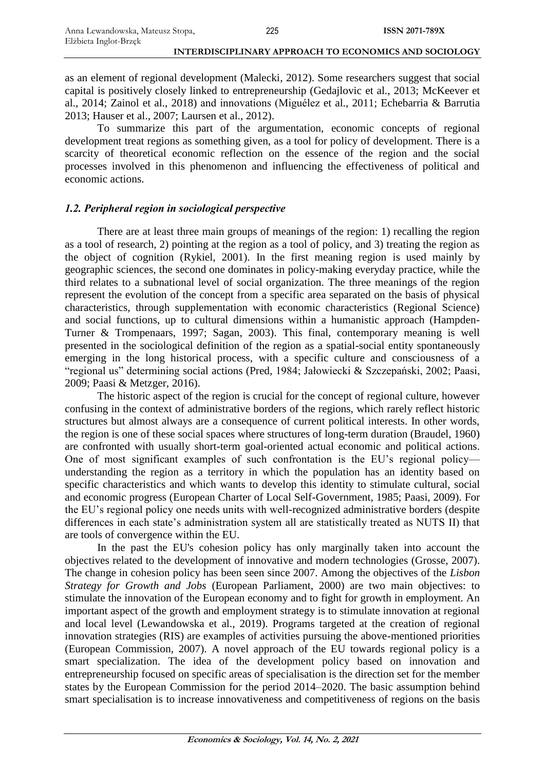as an element of regional development (Malecki, 2012). Some researchers suggest that social capital is positively closely linked to entrepreneurship (Gedajlovic et al., 2013; McKeever et al., 2014; Zainol et al., 2018) and innovations (Miguélez et al., 2011; Echebarria & Barrutia 2013; Hauser et al., 2007; Laursen et al., 2012).

To summarize this part of the argumentation, economic concepts of regional development treat regions as something given, as a tool for policy of development. There is a scarcity of theoretical economic reflection on the essence of the region and the social processes involved in this phenomenon and influencing the effectiveness of political and economic actions.

### *1.2. Peripheral region in sociological perspective*

There are at least three main groups of meanings of the region: 1) recalling the region as a tool of research, 2) pointing at the region as a tool of policy, and 3) treating the region as the object of cognition (Rykiel, 2001). In the first meaning region is used mainly by geographic sciences, the second one dominates in policy-making everyday practice, while the third relates to a subnational level of social organization. The three meanings of the region represent the evolution of the concept from a specific area separated on the basis of physical characteristics, through supplementation with economic characteristics (Regional Science) and social functions, up to cultural dimensions within a humanistic approach (Hampden-Turner & Trompenaars, 1997; Sagan, 2003). This final, contemporary meaning is well presented in the sociological definition of the region as a spatial-social entity spontaneously emerging in the long historical process, with a specific culture and consciousness of a "regional us" determining social actions (Pred, 1984; Jałowiecki & Szczepański, 2002; Paasi, 2009; Paasi & Metzger, 2016).

The historic aspect of the region is crucial for the concept of regional culture, however confusing in the context of administrative borders of the regions, which rarely reflect historic structures but almost always are a consequence of current political interests. In other words, the region is one of these social spaces where structures of long-term duration (Braudel, 1960) are confronted with usually short-term goal-oriented actual economic and political actions. One of most significant examples of such confrontation is the EU's regional policy—understanding the region as a territory in which the population has an identity based on specific characteristics and which wants to develop this identity to stimulate cultural, social and economic progress (European Charter of Local Self-Government, 1985; Paasi, 2009). For the EU's regional policy one needs units with well-recognized administrative borders (despite differences in each state's administration system all are statistically treated as NUTS II) that are tools of convergence within the EU.

In the past the EU's cohesion policy has only marginally taken into account the objectives related to the development of innovative and modern technologies (Grosse, 2007). The change in cohesion policy has been seen since 2007. Among the objectives of the *Lisbon Strategy for Growth and Jobs* (European Parliament, 2000) are two main objectives: to stimulate the innovation of the European economy and to fight for growth in employment. An important aspect of the growth and employment strategy is to stimulate innovation at regional and local level (Lewandowska et al., 2019). Programs targeted at the creation of regional innovation strategies (RIS) are examples of activities pursuing the above-mentioned priorities (European Commission, 2007). A novel approach of the EU towards regional policy is a smart specialization. The idea of the development policy based on innovation and entrepreneurship focused on specific areas of specialisation is the direction set for the member states by the European Commission for the period 2014–2020. The basic assumption behind smart specialisation is to increase innovativeness and competitiveness of regions on the basis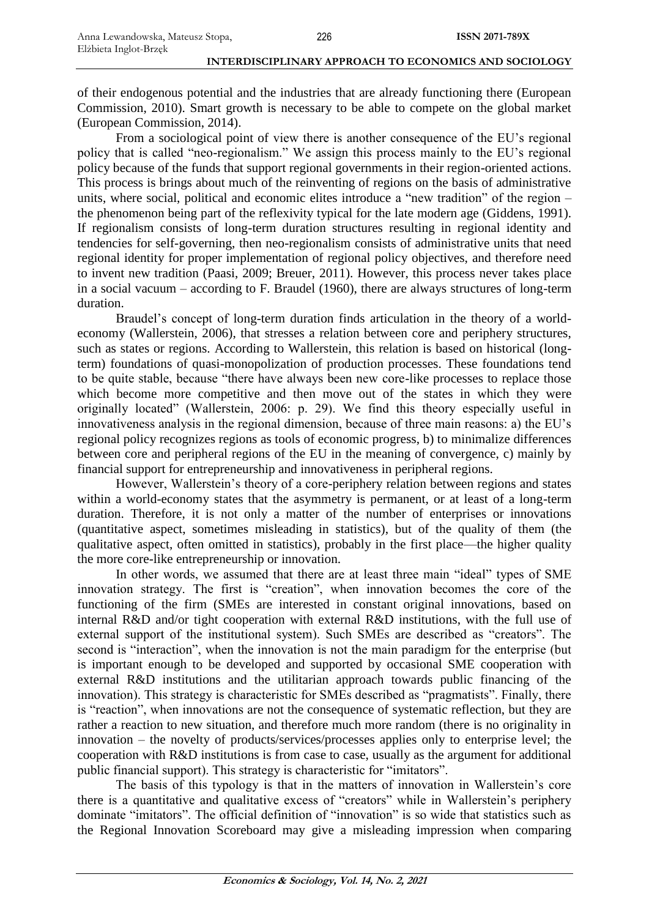of their endogenous potential and the industries that are already functioning there (European Commission, 2010). Smart growth is necessary to be able to compete on the global market (European Commission, 2014).

From a sociological point of view there is another consequence of the EU's regional policy that is called "neo-regionalism." We assign this process mainly to the EU's regional policy because of the funds that support regional governments in their region-oriented actions. This process is brings about much of the reinventing of regions on the basis of administrative units, where social, political and economic elites introduce a "new tradition" of the region – the phenomenon being part of the reflexivity typical for the late modern age (Giddens, 1991). If regionalism consists of long-term duration structures resulting in regional identity and tendencies for self-governing, then neo-regionalism consists of administrative units that need regional identity for proper implementation of regional policy objectives, and therefore need to invent new tradition (Paasi, 2009; Breuer, 2011). However, this process never takes place in a social vacuum – according to F. Braudel (1960), there are always structures of long-term duration.

Braudel's concept of long-term duration finds articulation in the theory of a world-economy (Wallerstein, 2006), that stresses a relation between core and periphery structures, such as states or regions. According to Wallerstein, this relation is based on historical (long-term) foundations of quasi-monopolization of production processes. These foundations tend to be quite stable, because "there have always been new core-like processes to replace those which become more competitive and then move out of the states in which they were originally located" (Wallerstein, 2006: p. 29). We find this theory especially useful in innovativeness analysis in the regional dimension, because of three main reasons: a) the EU's regional policy recognizes regions as tools of economic progress, b) to minimalize differences between core and peripheral regions of the EU in the meaning of convergence, c) mainly by financial support for entrepreneurship and innovativeness in peripheral regions.

However, Wallerstein's theory of a core-periphery relation between regions and states within a world-economy states that the asymmetry is permanent, or at least of a long-term duration. Therefore, it is not only a matter of the number of enterprises or innovations (quantitative aspect, sometimes misleading in statistics), but of the quality of them (the qualitative aspect, often omitted in statistics), probably in the first place—the higher quality the more core-like entrepreneurship or innovation.

In other words, we assumed that there are at least three main "ideal" types of SME innovation strategy. The first is "creation", when innovation becomes the core of the functioning of the firm (SMEs are interested in constant original innovations, based on internal R&D and/or tight cooperation with external R&D institutions, with the full use of external support of the institutional system). Such SMEs are described as "creators". The second is "interaction", when the innovation is not the main paradigm for the enterprise (but is important enough to be developed and supported by occasional SME cooperation with external R&D institutions and the utilitarian approach towards public financing of the innovation). This strategy is characteristic for SMEs described as "pragmatists". Finally, there is "reaction", when innovations are not the consequence of systematic reflection, but they are rather a reaction to new situation, and therefore much more random (there is no originality in innovation – the novelty of products/services/processes applies only to enterprise level; the cooperation with R&D institutions is from case to case, usually as the argument for additional public financial support). This strategy is characteristic for "imitators".

The basis of this typology is that in the matters of innovation in Wallerstein's core there is a quantitative and qualitative excess of "creators" while in Wallerstein's periphery dominate "imitators". The official definition of "innovation" is so wide that statistics such as the Regional Innovation Scoreboard may give a misleading impression when comparing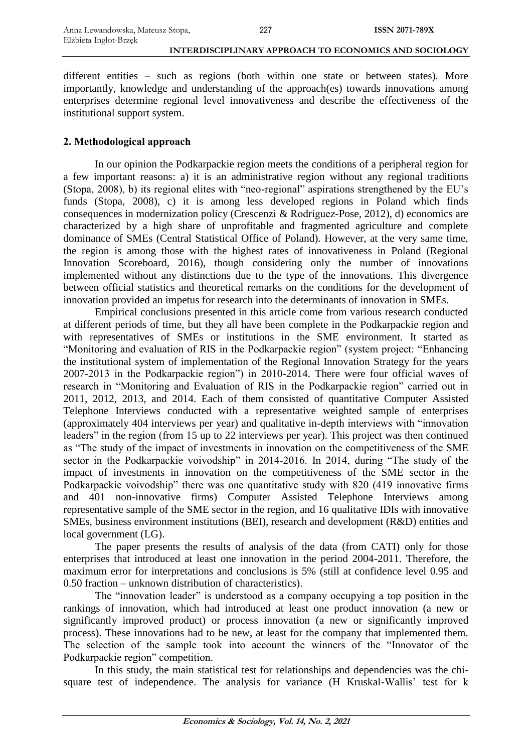different entities – such as regions (both within one state or between states). More importantly, knowledge and understanding of the approach(es) towards innovations among enterprises determine regional level innovativeness and describe the effectiveness of the institutional support system.

## 2. Methodological approach

In our opinion the Podkarpackie region meets the conditions of a peripheral region for a few important reasons: a) it is an administrative region without any regional traditions (Stopa, 2008), b) its regional elites with "neo-regional" aspirations strengthened by the EU's funds (Stopa, 2008), c) it is among less developed regions in Poland which finds consequences in modernization policy (Crescenzi & Rodríguez-Pose, 2012), d) economics are characterized by a high share of unprofitable and fragmented agriculture and complete dominance of SMEs (Central Statistical Office of Poland). However, at the very same time, the region is among those with the highest rates of innovativeness in Poland (Regional Innovation Scoreboard, 2016), though considering only the number of innovations implemented without any distinctions due to the type of the innovations. This divergence between official statistics and theoretical remarks on the conditions for the development of innovation provided an impetus for research into the determinants of innovation in SMEs.

Empirical conclusions presented in this article come from various research conducted at different periods of time, but they all have been complete in the Podkarpackie region and with representatives of SMEs or institutions in the SME environment. It started as "Monitoring and evaluation of RIS in the Podkarpackie region" (system project: "Enhancing the institutional system of implementation of the Regional Innovation Strategy for the years 2007-2013 in the Podkarpackie region") in 2010-2014. There were four official waves of research in "Monitoring and Evaluation of RIS in the Podkarpackie region" carried out in 2011, 2012, 2013, and 2014. Each of them consisted of quantitative Computer Assisted Telephone Interviews conducted with a representative weighted sample of enterprises (approximately 404 interviews per year) and qualitative in-depth interviews with "innovation leaders" in the region (from 15 up to 22 interviews per year). This project was then continued as "The study of the impact of investments in innovation on the competitiveness of the SME sector in the Podkarpackie voivodship" in 2014-2016. In 2014, during "The study of the impact of investments in innovation on the competitiveness of the SME sector in the Podkarpackie voivodship" there was one quantitative study with 820 (419 innovative firms and 401 non-innovative firms) Computer Assisted Telephone Interviews among representative sample of the SME sector in the region, and 16 qualitative IDIs with innovative SMEs, business environment institutions (BEI), research and development (R&D) entities and local government (LG).

The paper presents the results of analysis of the data (from CATI) only for those enterprises that introduced at least one innovation in the period 2004-2011. Therefore, the maximum error for interpretations and conclusions is 5% (still at confidence level 0.95 and 0.50 fraction – unknown distribution of characteristics).

The "innovation leader" is understood as a company occupying a top position in the rankings of innovation, which had introduced at least one product innovation (a new or significantly improved product) or process innovation (a new or significantly improved process). These innovations had to be new, at least for the company that implemented them. The selection of the sample took into account the winners of the "Innovator of the Podkarpackie region" competition.

In this study, the main statistical test for relationships and dependencies was the chi-square test of independence. The analysis for variance (H Kruskal-Wallis' test for k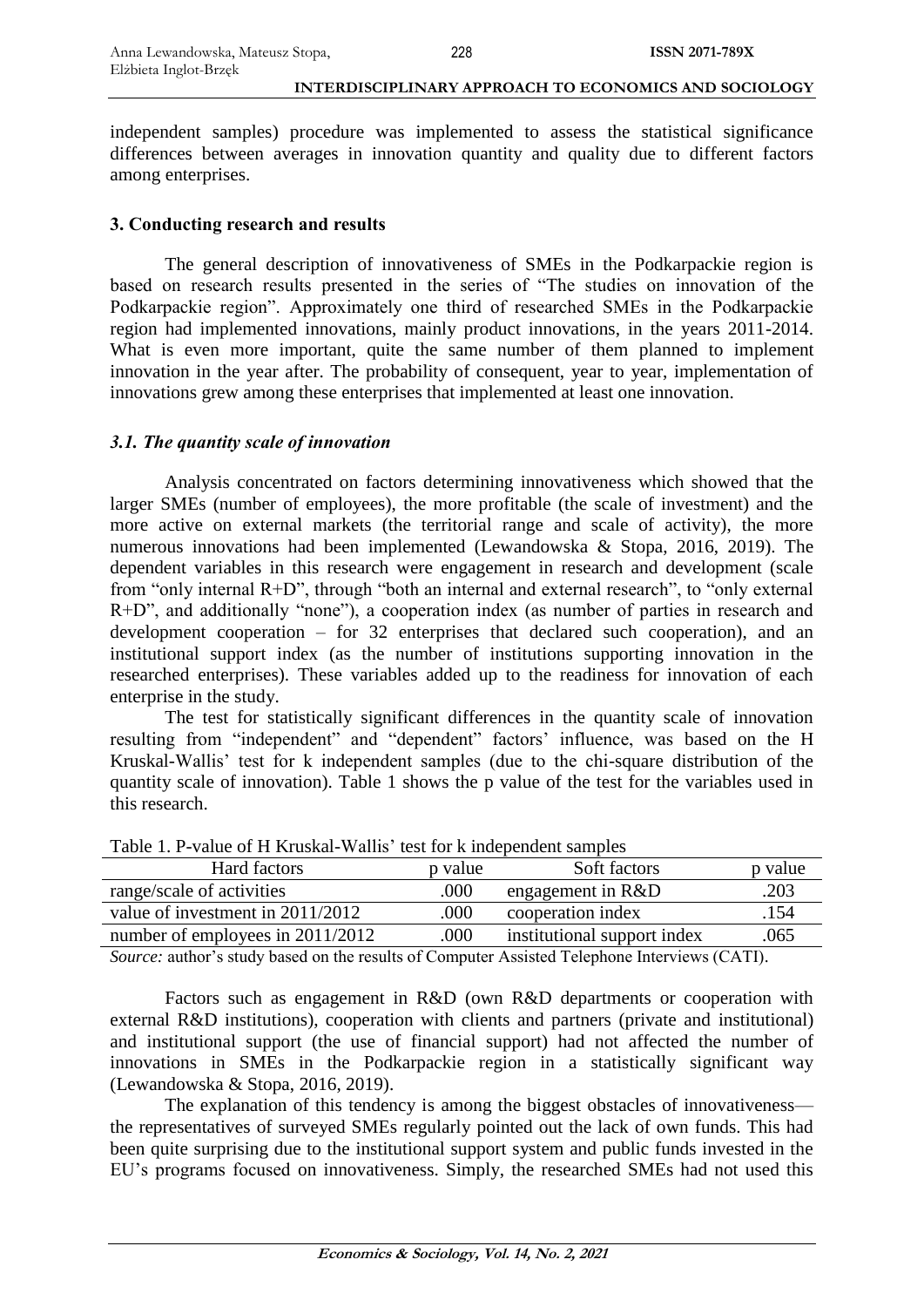independent samples) procedure was implemented to assess the statistical significance differences between averages in innovation quantity and quality due to different factors among enterprises.

## 3. Conducting research and results

The general description of innovativeness of SMEs in the Podkarpackie region is based on research results presented in the series of "The studies on innovation of the Podkarpackie region". Approximately one third of researched SMEs in the Podkarpackie region had implemented innovations, mainly product innovations, in the years 2011-2014. What is even more important, quite the same number of them planned to implement innovation in the year after. The probability of consequent, year to year, implementation of innovations grew among these enterprises that implemented at least one innovation.

### *3.1. The quantity scale of innovation*

Analysis concentrated on factors determining innovativeness which showed that the larger SMEs (number of employees), the more profitable (the scale of investment) and the more active on external markets (the territorial range and scale of activity), the more numerous innovations had been implemented (Lewandowska & Stopa, 2016, 2019). The dependent variables in this research were engagement in research and development (scale from "only internal R+D", through "both an internal and external research", to "only external R+D", and additionally "none"), a cooperation index (as number of parties in research and development cooperation – for 32 enterprises that declared such cooperation), and an institutional support index (as the number of institutions supporting innovation in the researched enterprises). These variables added up to the readiness for innovation of each enterprise in the study.

The test for statistically significant differences in the quantity scale of innovation resulting from "independent" and "dependent" factors' influence, was based on the H Kruskal-Wallis' test for k independent samples (due to the chi-square distribution of the quantity scale of innovation). Table 1 shows the p value of the test for the variables used in this research.

Table 1. P-value of H Kruskal-Wallis' test for k independent samples

| Hard factors | p value | Soft factors | p value |
|---|---|---|---|
| range/scale of activities | .000 | engagement in R&D | .203 |
| value of investment in 2011/2012 | .000 | cooperation index | .154 |
| number of employees in 2011/2012 | .000 | institutional support index | .065 |

*Source:* author's study based on the results of Computer Assisted Telephone Interviews (CATI).

Factors such as engagement in R&D (own R&D departments or cooperation with external R&D institutions), cooperation with clients and partners (private and institutional) and institutional support (the use of financial support) had not affected the number of innovations in SMEs in the Podkarpackie region in a statistically significant way (Lewandowska & Stopa, 2016, 2019).

The explanation of this tendency is among the biggest obstacles of innovativeness—the representatives of surveyed SMEs regularly pointed out the lack of own funds. This had been quite surprising due to the institutional support system and public funds invested in the EU's programs focused on innovativeness. Simply, the researched SMEs had not used this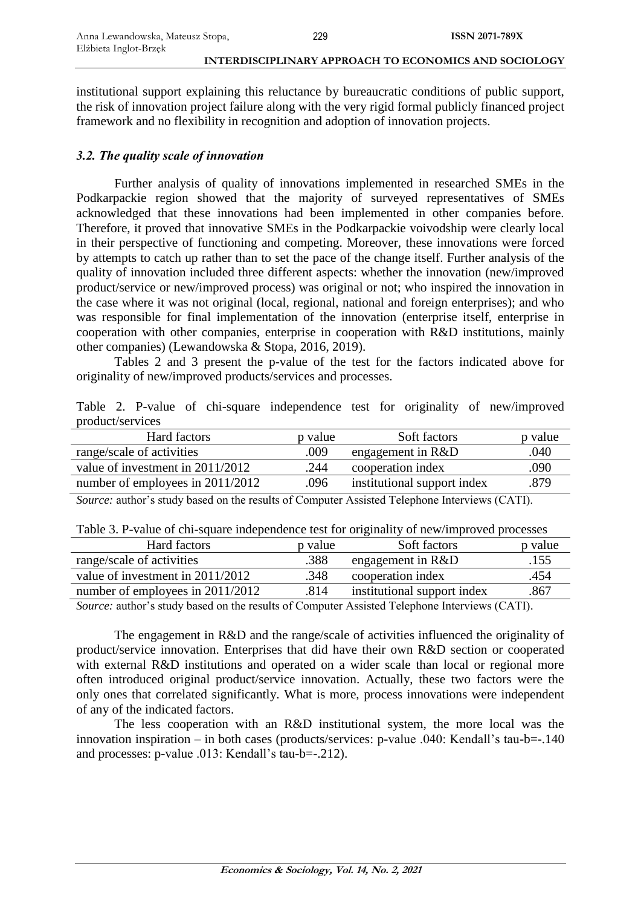institutional support explaining this reluctance by bureaucratic conditions of public support, the risk of innovation project failure along with the very rigid formal publicly financed project framework and no flexibility in recognition and adoption of innovation projects.

### *3.2. The quality scale of innovation*

Further analysis of quality of innovations implemented in researched SMEs in the Podkarpackie region showed that the majority of surveyed representatives of SMEs acknowledged that these innovations had been implemented in other companies before. Therefore, it proved that innovative SMEs in the Podkarpackie voivodship were clearly local in their perspective of functioning and competing. Moreover, these innovations were forced by attempts to catch up rather than to set the pace of the change itself. Further analysis of the quality of innovation included three different aspects: whether the innovation (new/improved product/service or new/improved process) was original or not; who inspired the innovation in the case where it was not original (local, regional, national and foreign enterprises); and who was responsible for final implementation of the innovation (enterprise itself, enterprise in cooperation with other companies, enterprise in cooperation with R&D institutions, mainly other companies) (Lewandowska & Stopa, 2016, 2019).

Tables 2 and 3 present the p-value of the test for the factors indicated above for originality of new/improved products/services and processes.

Table 2. P-value of chi-square independence test for originality of new/improved product/services

| Hard factors | p value | Soft factors | p value |
|---|---|---|---|
| range/scale of activities | .009 | engagement in R&D | .040 |
| value of investment in 2011/2012 | .244 | cooperation index | .090 |
| number of employees in 2011/2012 | .096 | institutional support index | .879 |

*Source:* author's study based on the results of Computer Assisted Telephone Interviews (CATI).

Table 3. P-value of chi-square independence test for originality of new/improved processes

| Hard factors | p value | Soft factors | p value |
|---|---|---|---|
| range/scale of activities | .388 | engagement in R&D | .155 |
| value of investment in 2011/2012 | .348 | cooperation index | .454 |
| number of employees in 2011/2012 | .814 | institutional support index | .867 |

*Source:* author's study based on the results of Computer Assisted Telephone Interviews (CATI).

The engagement in R&D and the range/scale of activities influenced the originality of product/service innovation. Enterprises that did have their own R&D section or cooperated with external R&D institutions and operated on a wider scale than local or regional more often introduced original product/service innovation. Actually, these two factors were the only ones that correlated significantly. What is more, process innovations were independent of any of the indicated factors.

The less cooperation with an R&D institutional system, the more local was the innovation inspiration – in both cases (products/services: p-value .040: Kendall's tau-b=-.140 and processes: p-value .013: Kendall's tau-b=-.212).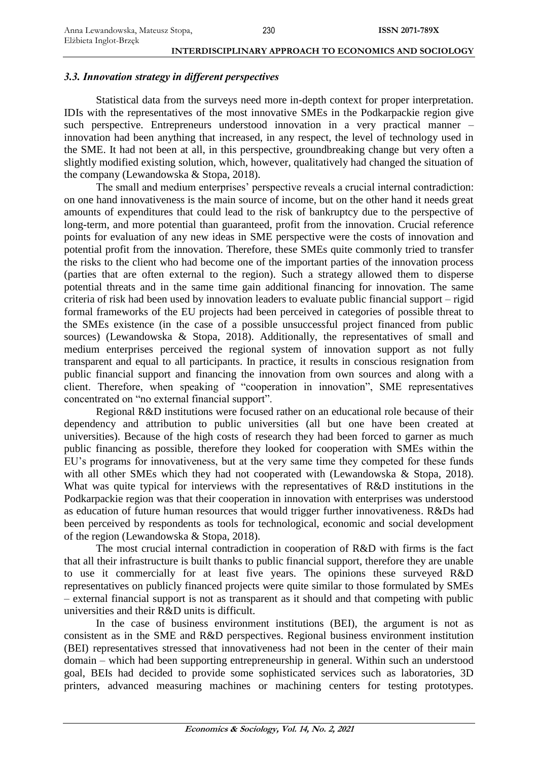### *3.3. Innovation strategy in different perspectives*

Statistical data from the surveys need more in-depth context for proper interpretation. IDIs with the representatives of the most innovative SMEs in the Podkarpackie region give such perspective. Entrepreneurs understood innovation in a very practical manner – innovation had been anything that increased, in any respect, the level of technology used in the SME. It had not been at all, in this perspective, groundbreaking change but very often a slightly modified existing solution, which, however, qualitatively had changed the situation of the company (Lewandowska & Stopa, 2018).

The small and medium enterprises' perspective reveals a crucial internal contradiction: on one hand innovativeness is the main source of income, but on the other hand it needs great amounts of expenditures that could lead to the risk of bankruptcy due to the perspective of long-term, and more potential than guaranteed, profit from the innovation. Crucial reference points for evaluation of any new ideas in SME perspective were the costs of innovation and potential profit from the innovation. Therefore, these SMEs quite commonly tried to transfer the risks to the client who had become one of the important parties of the innovation process (parties that are often external to the region). Such a strategy allowed them to disperse potential threats and in the same time gain additional financing for innovation. The same criteria of risk had been used by innovation leaders to evaluate public financial support – rigid formal frameworks of the EU projects had been perceived in categories of possible threat to the SMEs existence (in the case of a possible unsuccessful project financed from public sources) (Lewandowska & Stopa, 2018). Additionally, the representatives of small and medium enterprises perceived the regional system of innovation support as not fully transparent and equal to all participants. In practice, it results in conscious resignation from public financial support and financing the innovation from own sources and along with a client. Therefore, when speaking of "cooperation in innovation", SME representatives concentrated on "no external financial support".

Regional R&D institutions were focused rather on an educational role because of their dependency and attribution to public universities (all but one have been created at universities). Because of the high costs of research they had been forced to garner as much public financing as possible, therefore they looked for cooperation with SMEs within the EU's programs for innovativeness, but at the very same time they competed for these funds with all other SMEs which they had not cooperated with (Lewandowska & Stopa, 2018). What was quite typical for interviews with the representatives of R&D institutions in the Podkarpackie region was that their cooperation in innovation with enterprises was understood as education of future human resources that would trigger further innovativeness. R&Ds had been perceived by respondents as tools for technological, economic and social development of the region (Lewandowska & Stopa, 2018).

The most crucial internal contradiction in cooperation of R&D with firms is the fact that all their infrastructure is built thanks to public financial support, therefore they are unable to use it commercially for at least five years. The opinions these surveyed R&D representatives on publicly financed projects were quite similar to those formulated by SMEs – external financial support is not as transparent as it should and that competing with public universities and their R&D units is difficult.

In the case of business environment institutions (BEI), the argument is not as consistent as in the SME and R&D perspectives. Regional business environment institution (BEI) representatives stressed that innovativeness had not been in the center of their main domain – which had been supporting entrepreneurship in general. Within such an understood goal, BEIs had decided to provide some sophisticated services such as laboratories, 3D printers, advanced measuring machines or machining centers for testing prototypes.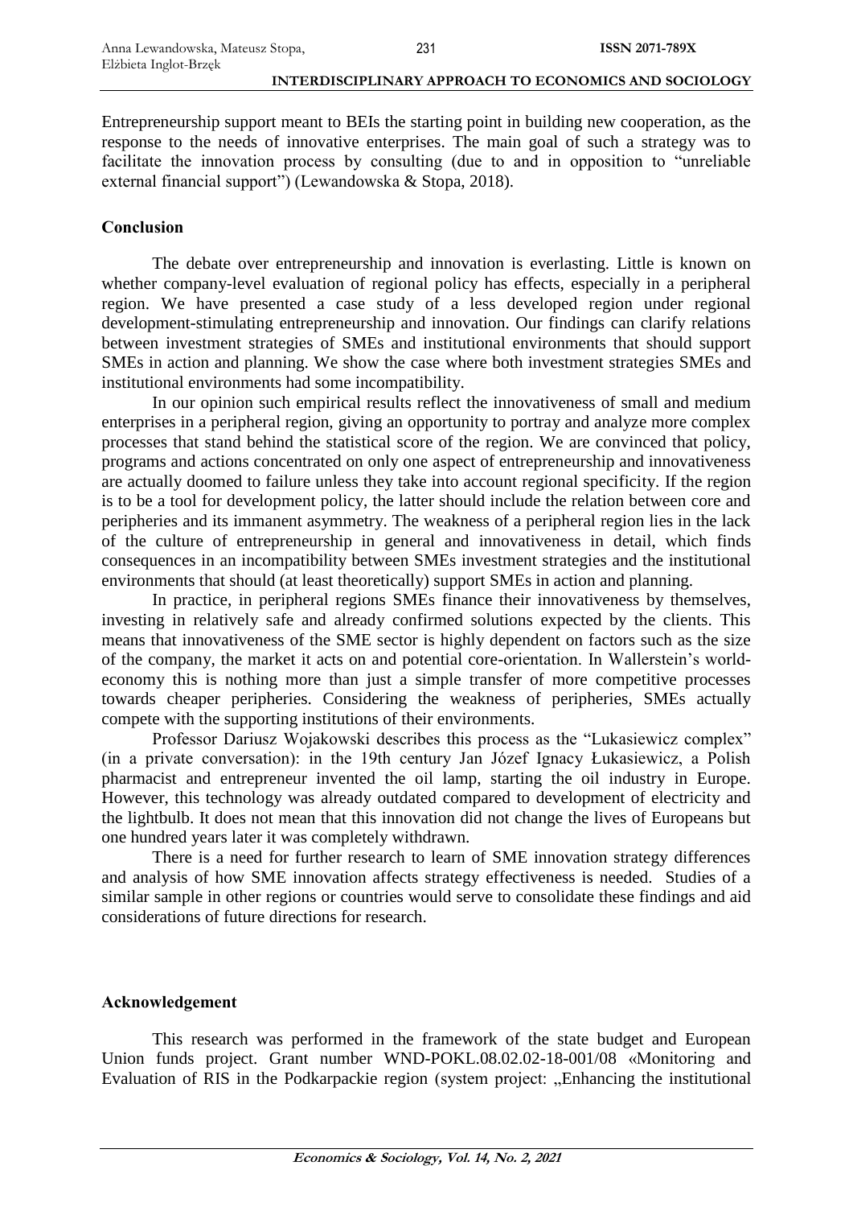Entrepreneurship support meant to BEIs the starting point in building new cooperation, as the response to the needs of innovative enterprises. The main goal of such a strategy was to facilitate the innovation process by consulting (due to and in opposition to "unreliable external financial support") (Lewandowska & Stopa, 2018).

## Conclusion

The debate over entrepreneurship and innovation is everlasting. Little is known on whether company-level evaluation of regional policy has effects, especially in a peripheral region. We have presented a case study of a less developed region under regional development-stimulating entrepreneurship and innovation. Our findings can clarify relations between investment strategies of SMEs and institutional environments that should support SMEs in action and planning. We show the case where both investment strategies SMEs and institutional environments had some incompatibility.

In our opinion such empirical results reflect the innovativeness of small and medium enterprises in a peripheral region, giving an opportunity to portray and analyze more complex processes that stand behind the statistical score of the region. We are convinced that policy, programs and actions concentrated on only one aspect of entrepreneurship and innovativeness are actually doomed to failure unless they take into account regional specificity. If the region is to be a tool for development policy, the latter should include the relation between core and peripheries and its immanent asymmetry. The weakness of a peripheral region lies in the lack of the culture of entrepreneurship in general and innovativeness in detail, which finds consequences in an incompatibility between SMEs investment strategies and the institutional environments that should (at least theoretically) support SMEs in action and planning.

In practice, in peripheral regions SMEs finance their innovativeness by themselves, investing in relatively safe and already confirmed solutions expected by the clients. This means that innovativeness of the SME sector is highly dependent on factors such as the size of the company, the market it acts on and potential core-orientation. In Wallerstein's world-economy this is nothing more than just a simple transfer of more competitive processes towards cheaper peripheries. Considering the weakness of peripheries, SMEs actually compete with the supporting institutions of their environments.

Professor Dariusz Wojakowski describes this process as the "Lukasiewicz complex" (in a private conversation): in the 19th century Jan Józef Ignacy Łukasiewicz, a Polish pharmacist and entrepreneur invented the oil lamp, starting the oil industry in Europe. However, this technology was already outdated compared to development of electricity and the lightbulb. It does not mean that this innovation did not change the lives of Europeans but one hundred years later it was completely withdrawn.

There is a need for further research to learn of SME innovation strategy differences and analysis of how SME innovation affects strategy effectiveness is needed. Studies of a similar sample in other regions or countries would serve to consolidate these findings and aid considerations of future directions for research.

## Acknowledgement

This research was performed in the framework of the state budget and European Union funds project. Grant number WND-POKL.08.02.02-18-001/08 «Monitoring and Evaluation of RIS in the Podkarpackie region (system project: „Enhancing the institutional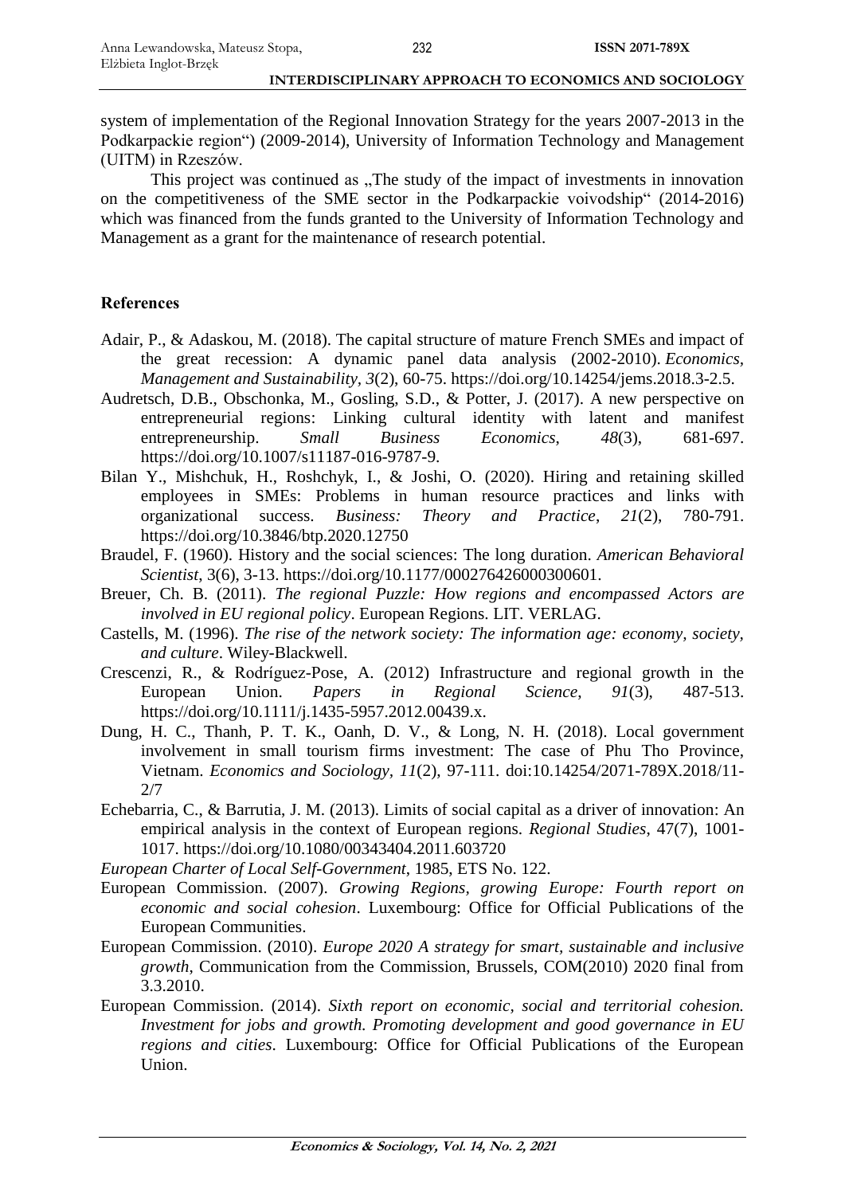system of implementation of the Regional Innovation Strategy for the years 2007-2013 in the Podkarpackie region") (2009-2014), University of Information Technology and Management (UITM) in Rzeszów.

This project was continued as „The study of the impact of investments in innovation on the competitiveness of the SME sector in the Podkarpackie voivodship" (2014-2016) which was financed from the funds granted to the University of Information Technology and Management as a grant for the maintenance of research potential.

## References

Adair, P., & Adaskou, M. (2018). The capital structure of mature French SMEs and impact of the great recession: A dynamic panel data analysis (2002-2010). *Economics, Management and Sustainability, 3*(2), 60-75. https://doi.org/10.14254/jems.2018.3-2.5.

Audretsch, D.B., Obschonka, M., Gosling, S.D., & Potter, J. (2017). A new perspective on entrepreneurial regions: Linking cultural identity with latent and manifest entrepreneurship. *Small Business Economics*, *48*(3), 681-697. https://doi.org/10.1007/s11187-016-9787-9.

Bilan Y., Mishchuk, H., Roshchyk, I., & Joshi, O. (2020). Hiring and retaining skilled employees in SMEs: Problems in human resource practices and links with organizational success. *Business: Theory and Practice*, *21*(2), 780-791. https://doi.org/10.3846/btp.2020.12750

Braudel, F. (1960). History and the social sciences: The long duration. *American Behavioral Scientist*, 3(6), 3-13. https://doi.org/10.1177/000276426000300601.

Breuer, Ch. B. (2011). *The regional Puzzle: How regions and encompassed Actors are involved in EU regional policy*. European Regions. LIT. VERLAG.

Castells, M. (1996). *The rise of the network society: The information age: economy, society, and culture*. Wiley-Blackwell.

Crescenzi, R., & Rodríguez-Pose, A. (2012) Infrastructure and regional growth in the European Union. *Papers in Regional Science*, *91*(3), 487-513. https://doi.org/10.1111/j.1435-5957.2012.00439.x.

Dung, H. C., Thanh, P. T. K., Oanh, D. V., & Long, N. H. (2018). Local government involvement in small tourism firms investment: The case of Phu Tho Province, Vietnam. *Economics and Sociology*, *11*(2), 97-111. doi:10.14254/2071-789X.2018/11-2/7

Echebarria, C., & Barrutia, J. M. (2013). Limits of social capital as a driver of innovation: An empirical analysis in the context of European regions. *Regional Studies*, 47(7), 1001-1017. https://doi.org/10.1080/00343404.2011.603720

*European Charter of Local Self-Government*, 1985, ETS No. 122.

European Commission. (2007). *Growing Regions, growing Europe: Fourth report on economic and social cohesion*. Luxembourg: Office for Official Publications of the European Communities.

European Commission. (2010). *Europe 2020 A strategy for smart, sustainable and inclusive growth*, Communication from the Commission, Brussels, COM(2010) 2020 final from 3.3.2010.

European Commission. (2014). *Sixth report on economic, social and territorial cohesion. Investment for jobs and growth. Promoting development and good governance in EU regions and cities*. Luxembourg: Office for Official Publications of the European Union.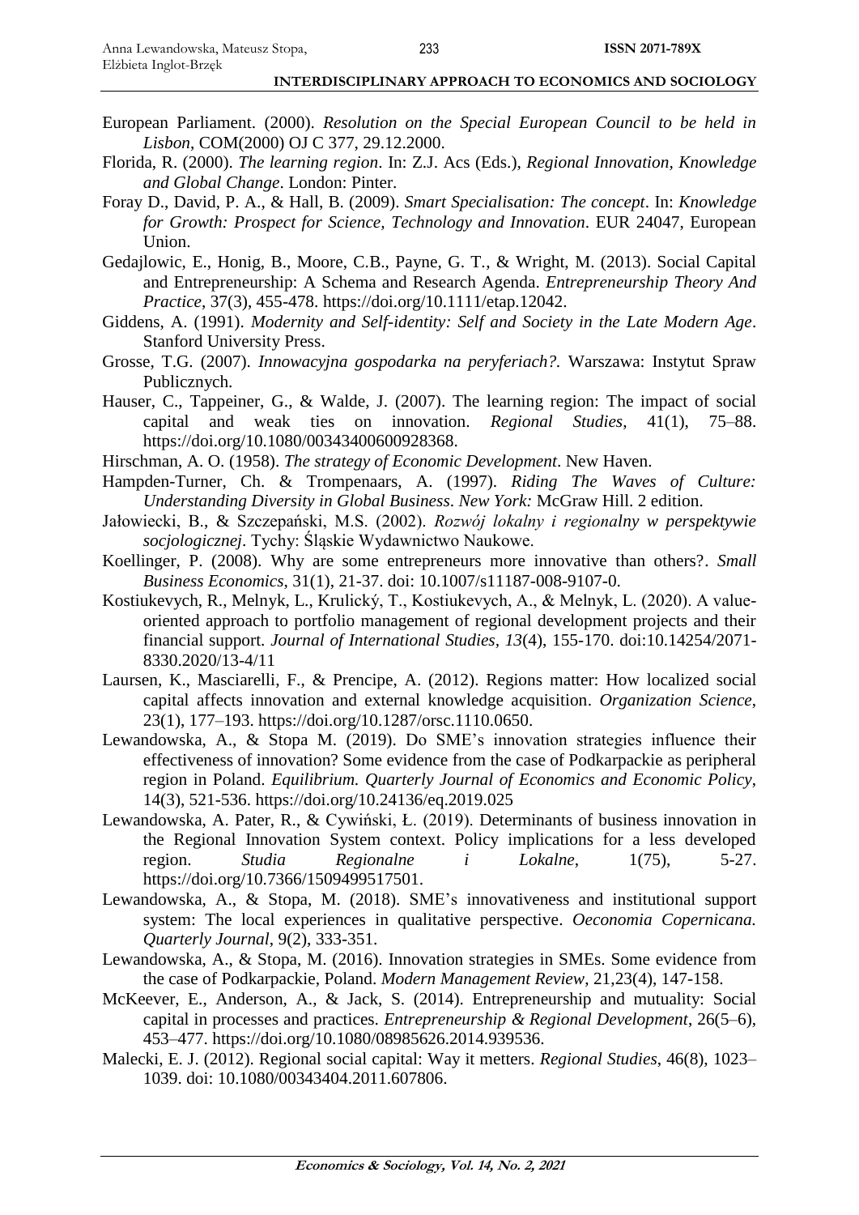European Parliament. (2000). *Resolution on the Special European Council to be held in Lisbon*, COM(2000) OJ C 377, 29.12.2000.

Florida, R. (2000). *The learning region*. In: Z.J. Acs (Eds.), *Regional Innovation, Knowledge and Global Change*. London: Pinter.

Foray D., David, P. A., & Hall, B. (2009). *Smart Specialisation: The concept*. In: *Knowledge for Growth: Prospect for Science, Technology and Innovation*. EUR 24047, European Union.

Gedajlowic, E., Honig, B., Moore, C.B., Payne, G. T., & Wright, M. (2013). Social Capital and Entrepreneurship: A Schema and Research Agenda. *Entrepreneurship Theory And Practice*, 37(3), 455-478. https://doi.org/10.1111/etap.12042.

Giddens, A. (1991). *Modernity and Self-identity: Self and Society in the Late Modern Age*. Stanford University Press.

Grosse, T.G. (2007). *Innowacyjna gospodarka na peryferiach?*. Warszawa: Instytut Spraw Publicznych.

Hauser, C., Tappeiner, G., & Walde, J. (2007). The learning region: The impact of social capital and weak ties on innovation. *Regional Studies*, 41(1), 75–88. https://doi.org/10.1080/00343400600928368.

Hirschman, A. O. (1958). *The strategy of Economic Development*. New Haven.

Hampden-Turner, Ch. & Trompenaars, A. (1997). *Riding The Waves of Culture: Understanding Diversity in Global Business*. *New York:* McGraw Hill. 2 edition.

Jałowiecki, B., & Szczepański, M.S. (2002). *Rozwój lokalny i regionalny w perspektywie socjologicznej*. Tychy: Śląskie Wydawnictwo Naukowe.

Koellinger, P. (2008). Why are some entrepreneurs more innovative than others?. *Small Business Economics*, 31(1), 21-37. doi: 10.1007/s11187-008-9107-0.

Kostiukevych, R., Melnyk, L., Krulický, T., Kostiukevych, A., & Melnyk, L. (2020). A value-oriented approach to portfolio management of regional development projects and their financial support. *Journal of International Studies*, *13*(4), 155-170. doi:10.14254/2071-8330.2020/13-4/11

Laursen, K., Masciarelli, F., & Prencipe, A. (2012). Regions matter: How localized social capital affects innovation and external knowledge acquisition. *Organization Science*, 23(1), 177–193. https://doi.org/10.1287/orsc.1110.0650.

Lewandowska, A., & Stopa M. (2019). Do SME's innovation strategies influence their effectiveness of innovation? Some evidence from the case of Podkarpackie as peripheral region in Poland. *Equilibrium. Quarterly Journal of Economics and Economic Policy*, 14(3), 521-536. https://doi.org/10.24136/eq.2019.025

Lewandowska, A. Pater, R., & Cywiński, Ł. (2019). Determinants of business innovation in the Regional Innovation System context. Policy implications for a less developed region. *Studia Regionalne i Lokalne*, 1(75), 5-27. https://doi.org/10.7366/1509499517501.

Lewandowska, A., & Stopa, M. (2018). SME's innovativeness and institutional support system: The local experiences in qualitative perspective. *Oeconomia Copernicana. Quarterly Journal*, 9(2), 333-351.

Lewandowska, A., & Stopa, M. (2016). Innovation strategies in SMEs. Some evidence from the case of Podkarpackie, Poland. *Modern Management Review*, 21,23(4), 147-158.

McKeever, E., Anderson, A., & Jack, S. (2014). Entrepreneurship and mutuality: Social capital in processes and practices. *Entrepreneurship & Regional Development*, 26(5–6), 453–477. https://doi.org/10.1080/08985626.2014.939536.

Malecki, E. J. (2012). Regional social capital: Way it metters. *Regional Studies*, 46(8), 1023–1039. doi: 10.1080/00343404.2011.607806.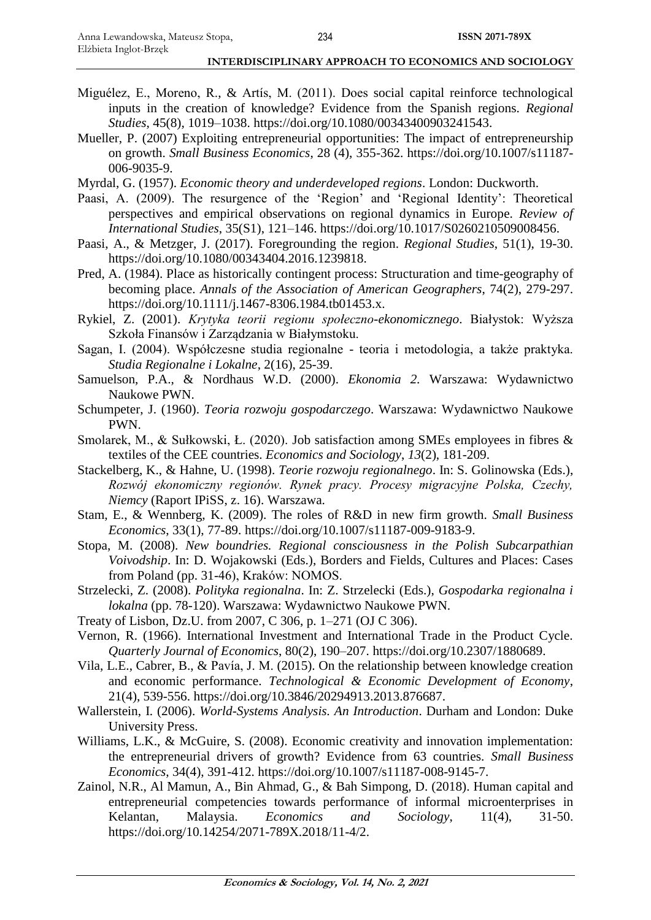Miguélez, E., Moreno, R., & Artís, M. (2011). Does social capital reinforce technological inputs in the creation of knowledge? Evidence from the Spanish regions. *Regional Studies*, 45(8), 1019–1038. https://doi.org/10.1080/00343400903241543.

Mueller, P. (2007) Exploiting entrepreneurial opportunities: The impact of entrepreneurship on growth. *Small Business Economics*, 28 (4), 355-362. https://doi.org/10.1007/s11187-006-9035-9.

Myrdal, G. (1957). *Economic theory and underdeveloped regions*. London: Duckworth.

Paasi, A. (2009). The resurgence of the 'Region' and 'Regional Identity': Theoretical perspectives and empirical observations on regional dynamics in Europe. *Review of International Studies*, 35(S1), 121–146. https://doi.org/10.1017/S0260210509008456.

Paasi, A., & Metzger, J. (2017). Foregrounding the region. *Regional Studies*, 51(1), 19-30. https://doi.org/10.1080/00343404.2016.1239818.

Pred, A. (1984). Place as historically contingent process: Structuration and time-geography of becoming place. *Annals of the Association of American Geographers*, 74(2), 279-297. https://doi.org/10.1111/j.1467-8306.1984.tb01453.x.

Rykiel, Z. (2001). *Krytyka teorii regionu społeczno-ekonomicznego*. Białystok: Wyższa Szkoła Finansów i Zarządzania w Białymstoku.

Sagan, I. (2004). Współczesne studia regionalne - teoria i metodologia, a także praktyka. *Studia Regionalne i Lokalne*, 2(16), 25-39.

Samuelson, P.A., & Nordhaus W.D. (2000). *Ekonomia 2*. Warszawa: Wydawnictwo Naukowe PWN.

Schumpeter, J. (1960). *Teoria rozwoju gospodarczego*. Warszawa: Wydawnictwo Naukowe PWN.

Smolarek, M., & Sułkowski, Ł. (2020). Job satisfaction among SMEs employees in fibres & textiles of the CEE countries. *Economics and Sociology*, *13*(2), 181-209.

Stackelberg, K., & Hahne, U. (1998). *Teorie rozwoju regionalnego*. In: S. Golinowska (Eds.), *Rozwój ekonomiczny regionów. Rynek pracy. Procesy migracyjne Polska, Czechy, Niemcy* (Raport IPiSS, z. 16). Warszawa.

Stam, E., & Wennberg, K. (2009). The roles of R&D in new firm growth. *Small Business Economics*, 33(1), 77-89. https://doi.org/10.1007/s11187-009-9183-9.

Stopa, M. (2008). *New boundries. Regional consciousness in the Polish Subcarpathian Voivodship*. In: D. Wojakowski (Eds.), Borders and Fields, Cultures and Places: Cases from Poland (pp. 31-46), Kraków: NOMOS.

Strzelecki, Z. (2008). *Polityka regionalna*. In: Z. Strzelecki (Eds.), *Gospodarka regionalna i lokalna* (pp. 78-120). Warszawa: Wydawnictwo Naukowe PWN.

Treaty of Lisbon, Dz.U. from 2007, C 306, p. 1–271 (OJ C 306).

Vernon, R. (1966). International Investment and International Trade in the Product Cycle. *Quarterly Journal of Economics*, 80(2), 190–207. https://doi.org/10.2307/1880689.

Vila, L.E., Cabrer, B., & Pavía, J. M. (2015). On the relationship between knowledge creation and economic performance. *Technological & Economic Development of Economy*, 21(4), 539-556. https://doi.org/10.3846/20294913.2013.876687.

Wallerstein, I. (2006). *World-Systems Analysis. An Introduction*. Durham and London: Duke University Press.

Williams, L.K., & McGuire, S. (2008). Economic creativity and innovation implementation: the entrepreneurial drivers of growth? Evidence from 63 countries. *Small Business Economics*, 34(4), 391-412. https://doi.org/10.1007/s11187-008-9145-7.

Zainol, N.R., Al Mamun, A., Bin Ahmad, G., & Bah Simpong, D. (2018). Human capital and entrepreneurial competencies towards performance of informal microenterprises in Kelantan, Malaysia. *Economics and Sociology*, 11(4), 31-50. https://doi.org/10.14254/2071-789X.2018/11-4/2.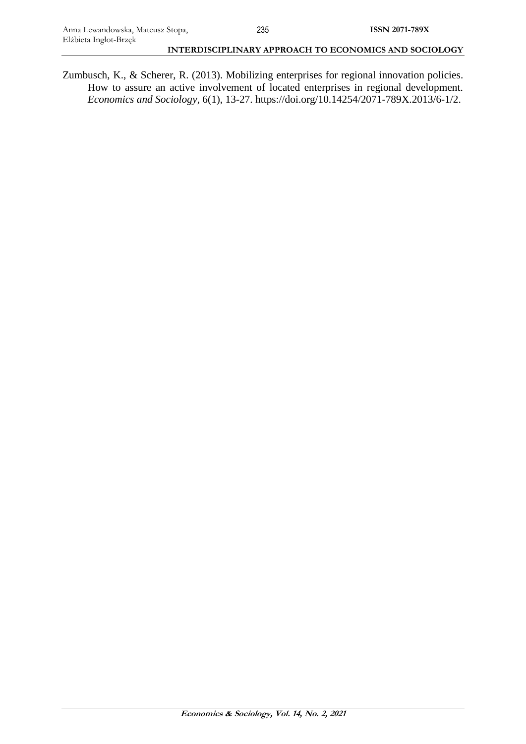Zumbusch, K., & Scherer, R. (2013). Mobilizing enterprises for regional innovation policies. How to assure an active involvement of located enterprises in regional development. *Economics and Sociology*, 6(1), 13-27. https://doi.org/10.14254/2071-789X.2013/6-1/2.